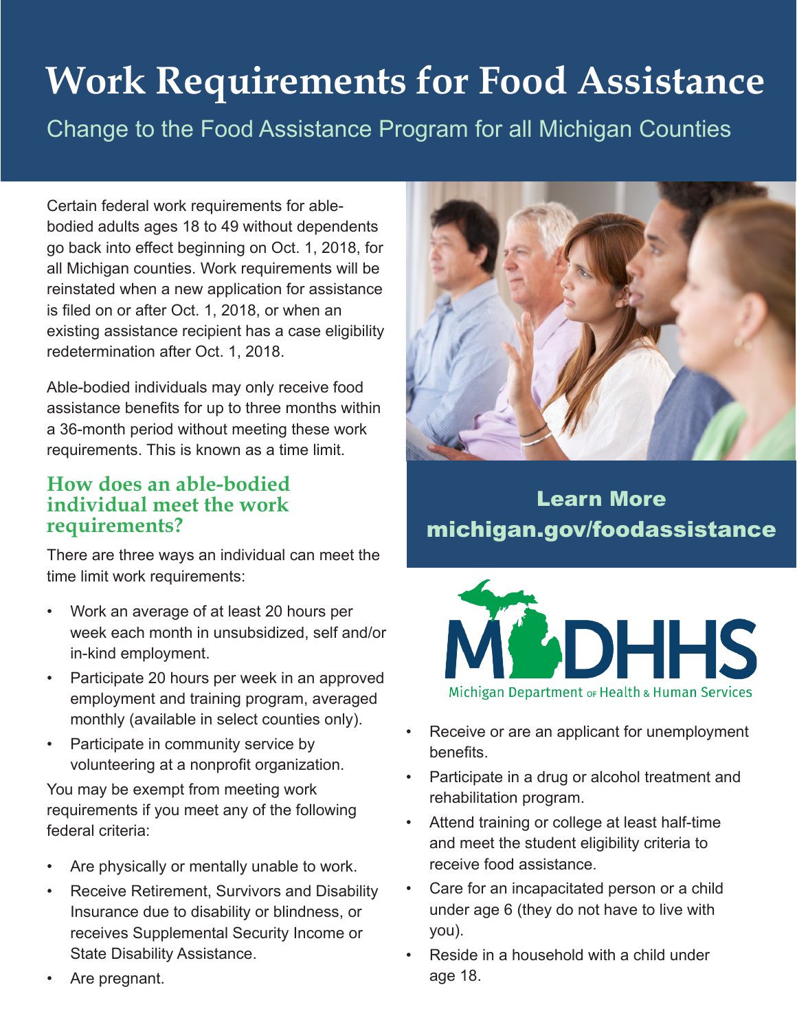# Work Requirements for Food Assistance

Change to the Food Assistance Program for all Michigan Counties

Certain federal work requirements for able-bodied adults ages 18 to 49 without dependents go back into effect beginning on Oct. 1, 2018, for all Michigan counties. Work requirements will be reinstated when a new application for assistance is filed on or after Oct. 1, 2018, or when an existing assistance recipient has a case eligibility redetermination after Oct. 1, 2018.

Able-bodied individuals may only receive food assistance benefits for up to three months within a 36-month period without meeting these work requirements. This is known as a time limit.

## How does an able-bodied individual meet the work requirements?

There are three ways an individual can meet the time limit work requirements:

- Work an average of at least 20 hours per week each month in unsubsidized, self and/or in-kind employment.
- Participate 20 hours per week in an approved employment and training program, averaged monthly (available in select counties only).
- Participate in community service by volunteering at a nonprofit organization.

You may be exempt from meeting work requirements if you meet any of the following federal criteria:

- Are physically or mentally unable to work.
- Receive Retirement, Survivors and Disability Insurance due to disability or blindness, or receives Supplemental Security Income or State Disability Assistance.
- Are pregnant.
- Receive or are an applicant for unemployment benefits.
- Participate in a drug or alcohol treatment and rehabilitation program.
- Attend training or college at least half-time and meet the student eligibility criteria to receive food assistance.
- Care for an incapacitated person or a child under age 6 (they do not have to live with you).
- Reside in a household with a child under age 18.

**Learn More**
**michigan.gov/foodassistance**

MDHHS
Michigan Department of Health & Human Services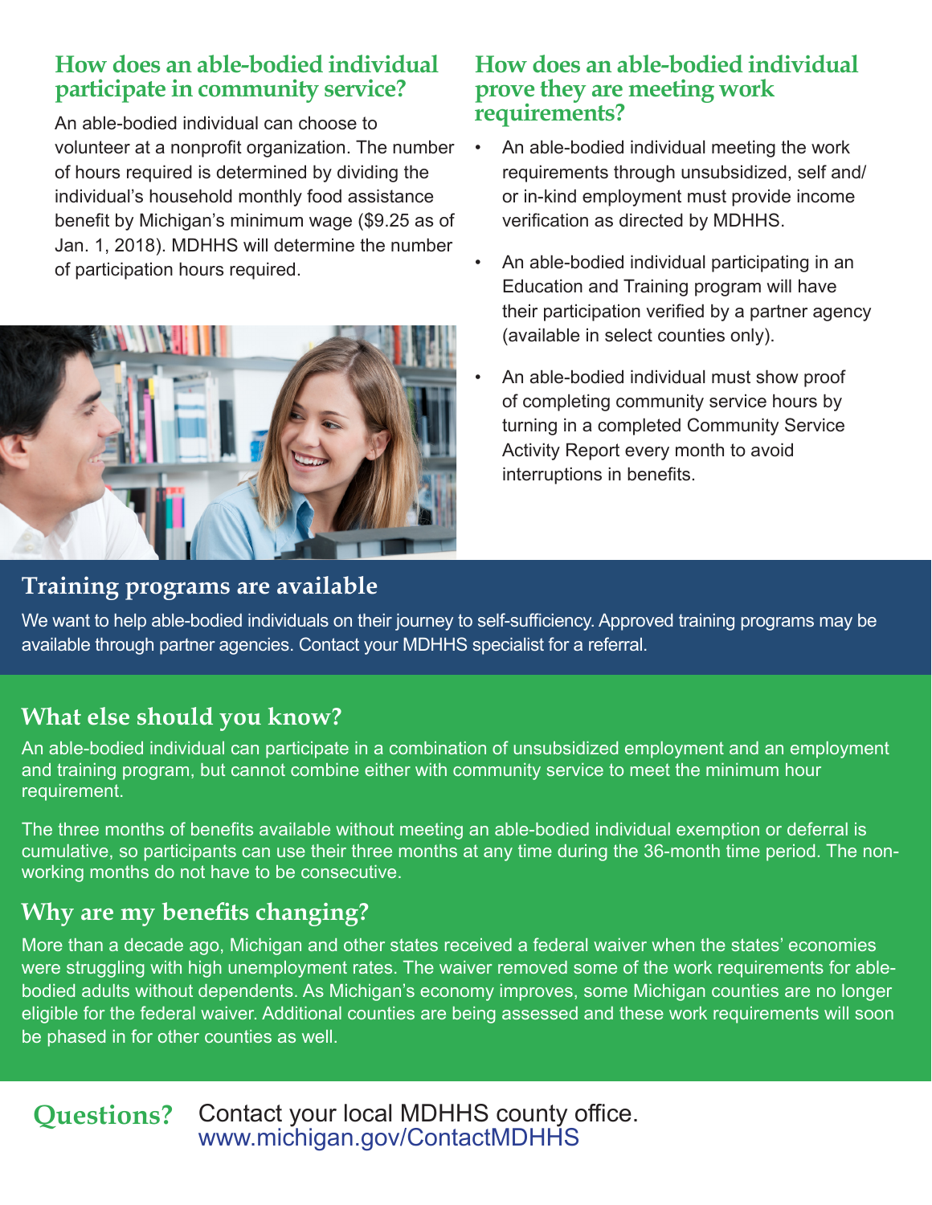## How does an able-bodied individual participate in community service?

An able-bodied individual can choose to volunteer at a nonprofit organization. The number of hours required is determined by dividing the individual's household monthly food assistance benefit by Michigan's minimum wage ($9.25 as of Jan. 1, 2018). MDHHS will determine the number of participation hours required.

## How does an able-bodied individual prove they are meeting work requirements?

- An able-bodied individual meeting the work requirements through unsubsidized, self and/or in-kind employment must provide income verification as directed by MDHHS.
- An able-bodied individual participating in an Education and Training program will have their participation verified by a partner agency (available in select counties only).
- An able-bodied individual must show proof of completing community service hours by turning in a completed Community Service Activity Report every month to avoid interruptions in benefits.

## Training programs are available

We want to help able-bodied individuals on their journey to self-sufficiency. Approved training programs may be available through partner agencies. Contact your MDHHS specialist for a referral.

## What else should you know?

An able-bodied individual can participate in a combination of unsubsidized employment and an employment and training program, but cannot combine either with community service to meet the minimum hour requirement.

The three months of benefits available without meeting an able-bodied individual exemption or deferral is cumulative, so participants can use their three months at any time during the 36-month time period. The non-working months do not have to be consecutive.

## Why are my benefits changing?

More than a decade ago, Michigan and other states received a federal waiver when the states' economies were struggling with high unemployment rates. The waiver removed some of the work requirements for able-bodied adults without dependents. As Michigan's economy improves, some Michigan counties are no longer eligible for the federal waiver. Additional counties are being assessed and these work requirements will soon be phased in for other counties as well.

**Questions?** Contact your local MDHHS county office.
www.michigan.gov/ContactMDHHS